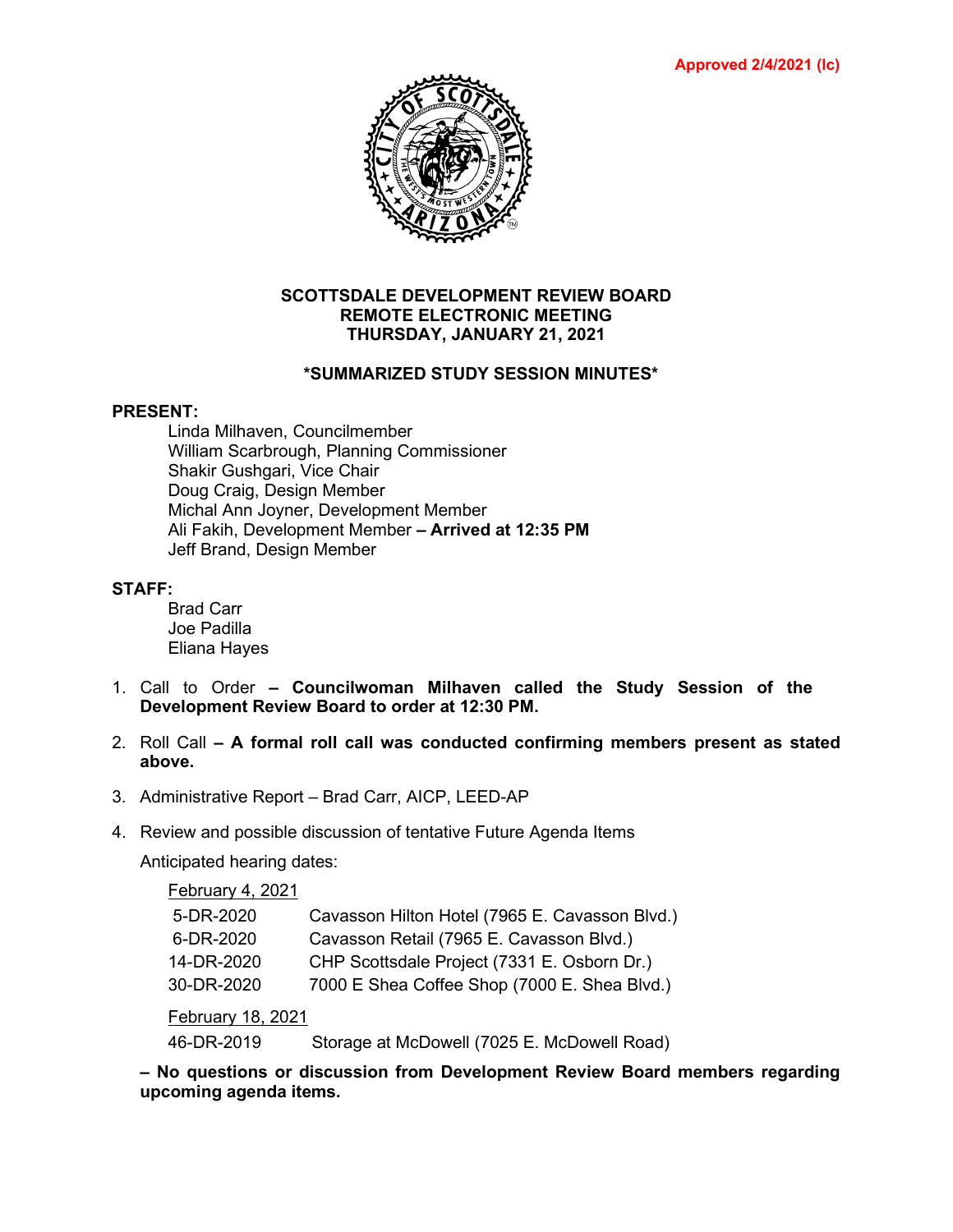Approved 2/4/2021 (lc)

# SCOTTSDALE DEVELOPMENT REVIEW BOARD
## REMOTE ELECTRONIC MEETING
## THURSDAY, JANUARY 21, 2021

## *SUMMARIZED STUDY SESSION MINUTES*

**PRESENT:**

Linda Milhaven, Councilmember
William Scarbrough, Planning Commissioner
Shakir Gushgari, Vice Chair
Doug Craig, Design Member
Michal Ann Joyner, Development Member
Ali Fakih, Development Member **– Arrived at 12:35 PM**
Jeff Brand, Design Member

**STAFF:**

Brad Carr
Joe Padilla
Eliana Hayes

1. Call to Order **– Councilwoman Milhaven called the Study Session of the Development Review Board to order at 12:30 PM.**

2. Roll Call **– A formal roll call was conducted confirming members present as stated above.**

3. Administrative Report – Brad Carr, AICP, LEED-AP

4. Review and possible discussion of tentative Future Agenda Items

   Anticipated hearing dates:

   February 4, 2021

   | | |
   |---|---|
   | 5-DR-2020 | Cavasson Hilton Hotel (7965 E. Cavasson Blvd.) |
   | 6-DR-2020 | Cavasson Retail (7965 E. Cavasson Blvd.) |
   | 14-DR-2020 | CHP Scottsdale Project (7331 E. Osborn Dr.) |
   | 30-DR-2020 | 7000 E Shea Coffee Shop (7000 E. Shea Blvd.) |

   February 18, 2021

   | | |
   |---|---|
   | 46-DR-2019 | Storage at McDowell (7025 E. McDowell Road) |

   **– No questions or discussion from Development Review Board members regarding upcoming agenda items.**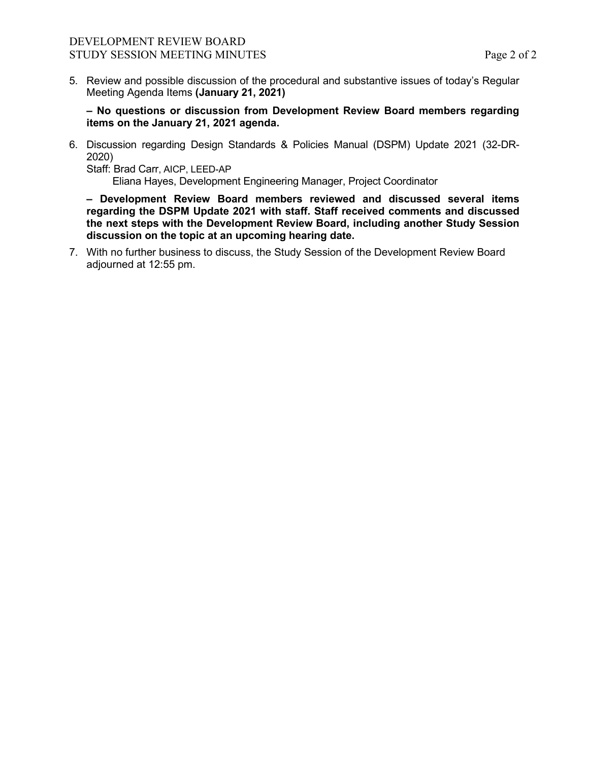5. Review and possible discussion of the procedural and substantive issues of today's Regular Meeting Agenda Items **(January 21, 2021)**

   **– No questions or discussion from Development Review Board members regarding items on the January 21, 2021 agenda.**

6. Discussion regarding Design Standards & Policies Manual (DSPM) Update 2021 (32-DR-2020)
   Staff: Brad Carr, AICP, LEED-AP
   Eliana Hayes, Development Engineering Manager, Project Coordinator

   **– Development Review Board members reviewed and discussed several items regarding the DSPM Update 2021 with staff. Staff received comments and discussed the next steps with the Development Review Board, including another Study Session discussion on the topic at an upcoming hearing date.**

7. With no further business to discuss, the Study Session of the Development Review Board adjourned at 12:55 pm.